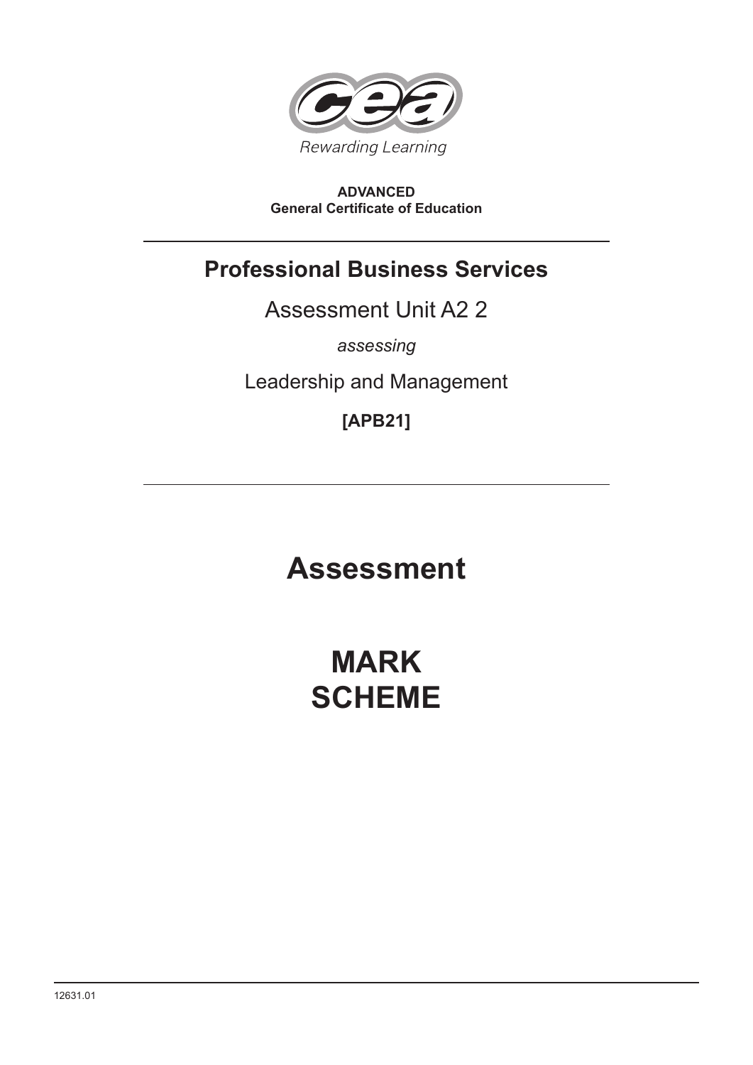Rewarding Learning

**ADVANCED**
**General Certificate of Education**

# Professional Business Services

Assessment Unit A2 2

*assessing*

Leadership and Management

**[APB21]**

# Assessment

# MARK SCHEME

12631.01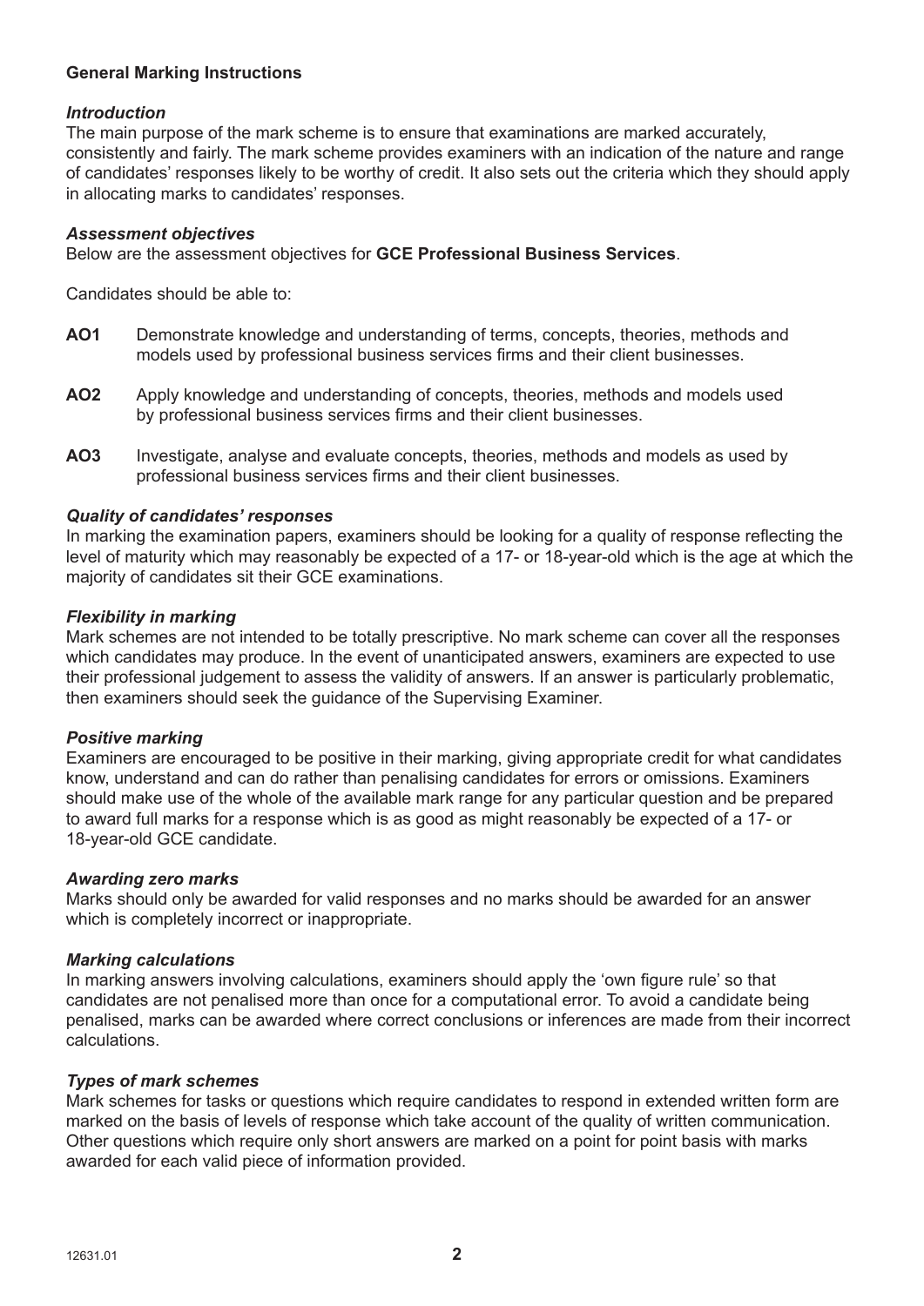## General Marking Instructions

### *Introduction*

The main purpose of the mark scheme is to ensure that examinations are marked accurately, consistently and fairly. The mark scheme provides examiners with an indication of the nature and range of candidates' responses likely to be worthy of credit. It also sets out the criteria which they should apply in allocating marks to candidates' responses.

### *Assessment objectives*

Below are the assessment objectives for **GCE Professional Business Services**.

Candidates should be able to:

- **AO1** Demonstrate knowledge and understanding of terms, concepts, theories, methods and models used by professional business services firms and their client businesses.
- **AO2** Apply knowledge and understanding of concepts, theories, methods and models used by professional business services firms and their client businesses.
- **AO3** Investigate, analyse and evaluate concepts, theories, methods and models as used by professional business services firms and their client businesses.

### *Quality of candidates' responses*

In marking the examination papers, examiners should be looking for a quality of response reflecting the level of maturity which may reasonably be expected of a 17- or 18-year-old which is the age at which the majority of candidates sit their GCE examinations.

### *Flexibility in marking*

Mark schemes are not intended to be totally prescriptive. No mark scheme can cover all the responses which candidates may produce. In the event of unanticipated answers, examiners are expected to use their professional judgement to assess the validity of answers. If an answer is particularly problematic, then examiners should seek the guidance of the Supervising Examiner.

### *Positive marking*

Examiners are encouraged to be positive in their marking, giving appropriate credit for what candidates know, understand and can do rather than penalising candidates for errors or omissions. Examiners should make use of the whole of the available mark range for any particular question and be prepared to award full marks for a response which is as good as might reasonably be expected of a 17- or 18-year-old GCE candidate.

### *Awarding zero marks*

Marks should only be awarded for valid responses and no marks should be awarded for an answer which is completely incorrect or inappropriate.

### *Marking calculations*

In marking answers involving calculations, examiners should apply the 'own figure rule' so that candidates are not penalised more than once for a computational error. To avoid a candidate being penalised, marks can be awarded where correct conclusions or inferences are made from their incorrect calculations.

### *Types of mark schemes*

Mark schemes for tasks or questions which require candidates to respond in extended written form are marked on the basis of levels of response which take account of the quality of written communication. Other questions which require only short answers are marked on a point for point basis with marks awarded for each valid piece of information provided.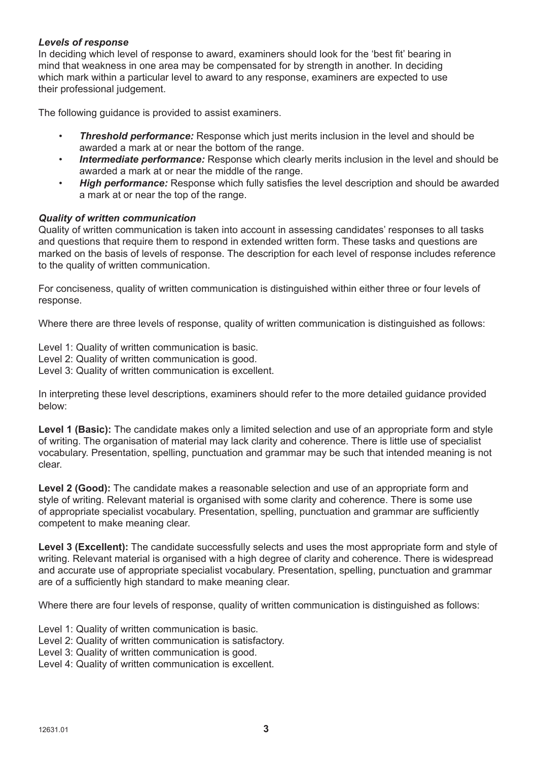***Levels of response***

In deciding which level of response to award, examiners should look for the 'best fit' bearing in mind that weakness in one area may be compensated for by strength in another. In deciding which mark within a particular level to award to any response, examiners are expected to use their professional judgement.

The following guidance is provided to assist examiners.

- ***Threshold performance:*** Response which just merits inclusion in the level and should be awarded a mark at or near the bottom of the range.
- ***Intermediate performance:*** Response which clearly merits inclusion in the level and should be awarded a mark at or near the middle of the range.
- ***High performance:*** Response which fully satisfies the level description and should be awarded a mark at or near the top of the range.

***Quality of written communication***

Quality of written communication is taken into account in assessing candidates' responses to all tasks and questions that require them to respond in extended written form. These tasks and questions are marked on the basis of levels of response. The description for each level of response includes reference to the quality of written communication.

For conciseness, quality of written communication is distinguished within either three or four levels of response.

Where there are three levels of response, quality of written communication is distinguished as follows:

Level 1: Quality of written communication is basic.
Level 2: Quality of written communication is good.
Level 3: Quality of written communication is excellent.

In interpreting these level descriptions, examiners should refer to the more detailed guidance provided below:

**Level 1 (Basic):** The candidate makes only a limited selection and use of an appropriate form and style of writing. The organisation of material may lack clarity and coherence. There is little use of specialist vocabulary. Presentation, spelling, punctuation and grammar may be such that intended meaning is not clear.

**Level 2 (Good):** The candidate makes a reasonable selection and use of an appropriate form and style of writing. Relevant material is organised with some clarity and coherence. There is some use of appropriate specialist vocabulary. Presentation, spelling, punctuation and grammar are sufficiently competent to make meaning clear.

**Level 3 (Excellent):** The candidate successfully selects and uses the most appropriate form and style of writing. Relevant material is organised with a high degree of clarity and coherence. There is widespread and accurate use of appropriate specialist vocabulary. Presentation, spelling, punctuation and grammar are of a sufficiently high standard to make meaning clear.

Where there are four levels of response, quality of written communication is distinguished as follows:

Level 1: Quality of written communication is basic.
Level 2: Quality of written communication is satisfactory.
Level 3: Quality of written communication is good.
Level 4: Quality of written communication is excellent.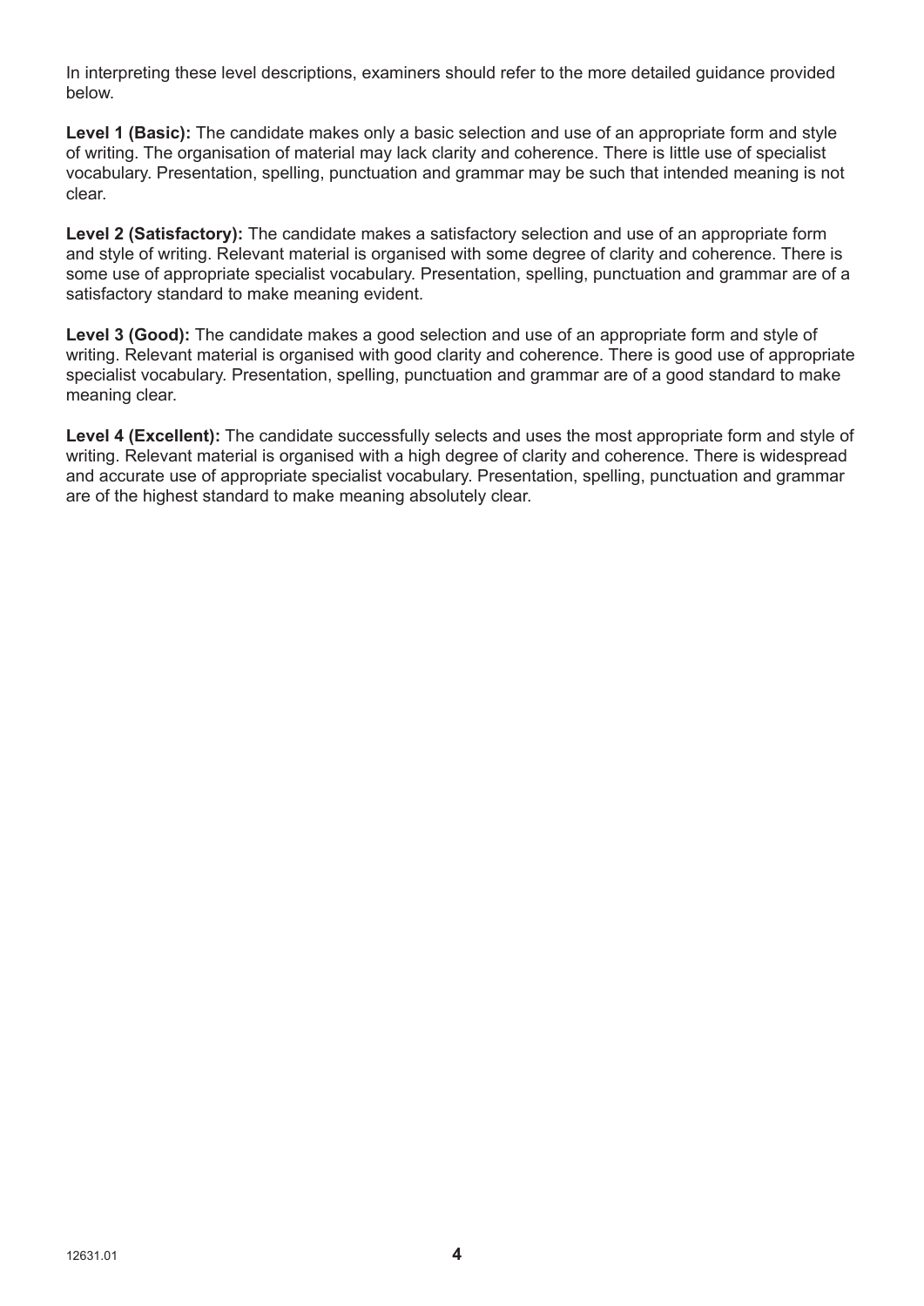In interpreting these level descriptions, examiners should refer to the more detailed guidance provided below.

**Level 1 (Basic):** The candidate makes only a basic selection and use of an appropriate form and style of writing. The organisation of material may lack clarity and coherence. There is little use of specialist vocabulary. Presentation, spelling, punctuation and grammar may be such that intended meaning is not clear.

**Level 2 (Satisfactory):** The candidate makes a satisfactory selection and use of an appropriate form and style of writing. Relevant material is organised with some degree of clarity and coherence. There is some use of appropriate specialist vocabulary. Presentation, spelling, punctuation and grammar are of a satisfactory standard to make meaning evident.

**Level 3 (Good):** The candidate makes a good selection and use of an appropriate form and style of writing. Relevant material is organised with good clarity and coherence. There is good use of appropriate specialist vocabulary. Presentation, spelling, punctuation and grammar are of a good standard to make meaning clear.

**Level 4 (Excellent):** The candidate successfully selects and uses the most appropriate form and style of writing. Relevant material is organised with a high degree of clarity and coherence. There is widespread and accurate use of appropriate specialist vocabulary. Presentation, spelling, punctuation and grammar are of the highest standard to make meaning absolutely clear.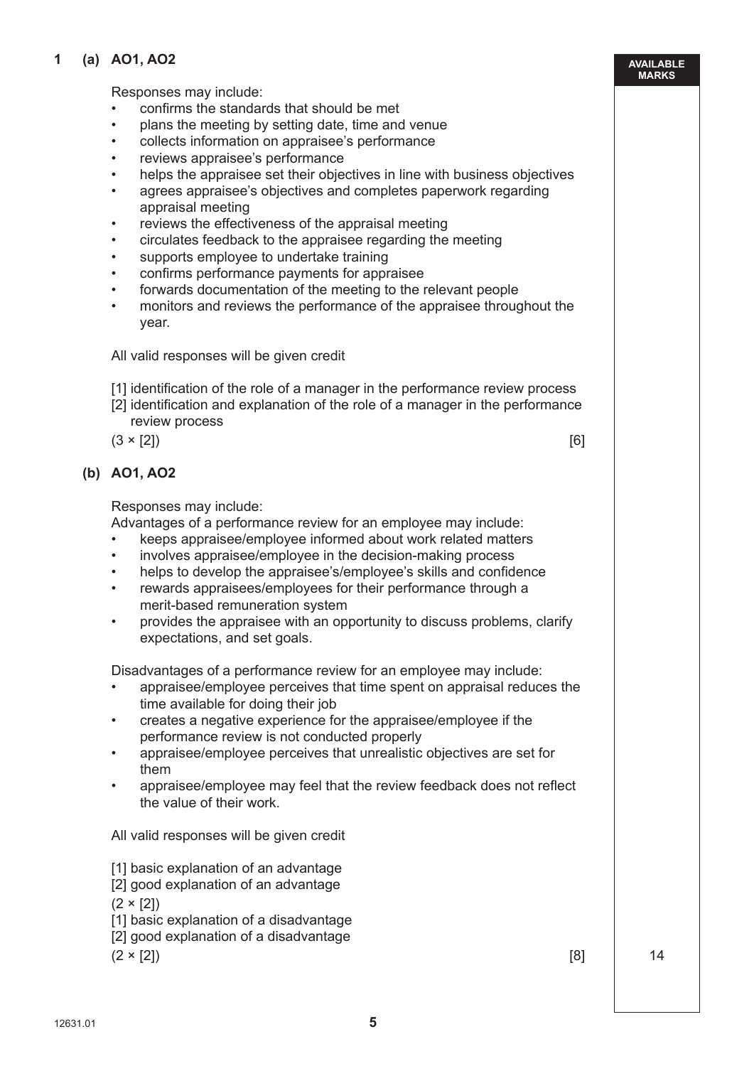**1 (a) AO1, AO2**

Responses may include:

- confirms the standards that should be met
- plans the meeting by setting date, time and venue
- collects information on appraisee's performance
- reviews appraisee's performance
- helps the appraisee set their objectives in line with business objectives
- agrees appraisee's objectives and completes paperwork regarding appraisal meeting
- reviews the effectiveness of the appraisal meeting
- circulates feedback to the appraisee regarding the meeting
- supports employee to undertake training
- confirms performance payments for appraisee
- forwards documentation of the meeting to the relevant people
- monitors and reviews the performance of the appraisee throughout the year.

All valid responses will be given credit

[1] identification of the role of a manager in the performance review process
[2] identification and explanation of the role of a manager in the performance review process
(3 × [2]) [6]

**(b) AO1, AO2**

Responses may include:
Advantages of a performance review for an employee may include:

- keeps appraisee/employee informed about work related matters
- involves appraisee/employee in the decision-making process
- helps to develop the appraisee's/employee's skills and confidence
- rewards appraisees/employees for their performance through a merit-based remuneration system
- provides the appraisee with an opportunity to discuss problems, clarify expectations, and set goals.

Disadvantages of a performance review for an employee may include:

- appraisee/employee perceives that time spent on appraisal reduces the time available for doing their job
- creates a negative experience for the appraisee/employee if the performance review is not conducted properly
- appraisee/employee perceives that unrealistic objectives are set for them
- appraisee/employee may feel that the review feedback does not reflect the value of their work.

All valid responses will be given credit

[1] basic explanation of an advantage
[2] good explanation of an advantage
(2 × [2])
[1] basic explanation of a disadvantage
[2] good explanation of a disadvantage
(2 × [2]) [8]

AVAILABLE MARKS: 14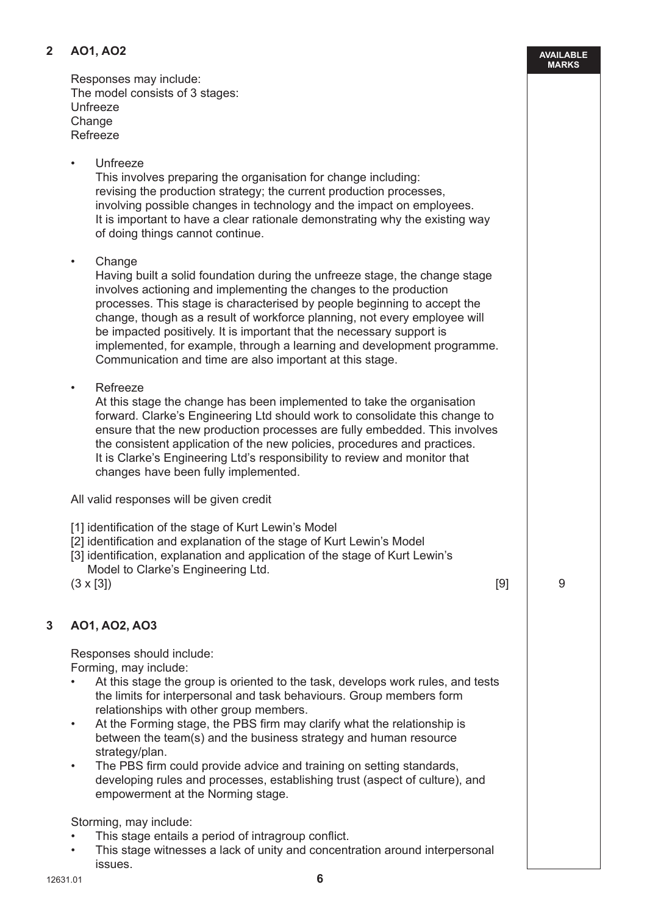**AVAILABLE MARKS**

**2 AO1, AO2**

Responses may include:
The model consists of 3 stages:
Unfreeze
Change
Refreeze

- Unfreeze
  This involves preparing the organisation for change including: revising the production strategy; the current production processes, involving possible changes in technology and the impact on employees. It is important to have a clear rationale demonstrating why the existing way of doing things cannot continue.

- Change
  Having built a solid foundation during the unfreeze stage, the change stage involves actioning and implementing the changes to the production processes. This stage is characterised by people beginning to accept the change, though as a result of workforce planning, not every employee will be impacted positively. It is important that the necessary support is implemented, for example, through a learning and development programme. Communication and time are also important at this stage.

- Refreeze
  At this stage the change has been implemented to take the organisation forward. Clarke's Engineering Ltd should work to consolidate this change to ensure that the new production processes are fully embedded. This involves the consistent application of the new policies, procedures and practices. It is Clarke's Engineering Ltd's responsibility to review and monitor that changes have been fully implemented.

All valid responses will be given credit

[1] identification of the stage of Kurt Lewin's Model
[2] identification and explanation of the stage of Kurt Lewin's Model
[3] identification, explanation and application of the stage of Kurt Lewin's Model to Clarke's Engineering Ltd.
(3 x [3]) [9] **9**

**3 AO1, AO2, AO3**

Responses should include:
Forming, may include:

- At this stage the group is oriented to the task, develops work rules, and tests the limits for interpersonal and task behaviours. Group members form relationships with other group members.
- At the Forming stage, the PBS firm may clarify what the relationship is between the team(s) and the business strategy and human resource strategy/plan.
- The PBS firm could provide advice and training on setting standards, developing rules and processes, establishing trust (aspect of culture), and empowerment at the Norming stage.

Storming, may include:

- This stage entails a period of intragroup conflict.
- This stage witnesses a lack of unity and concentration around interpersonal issues.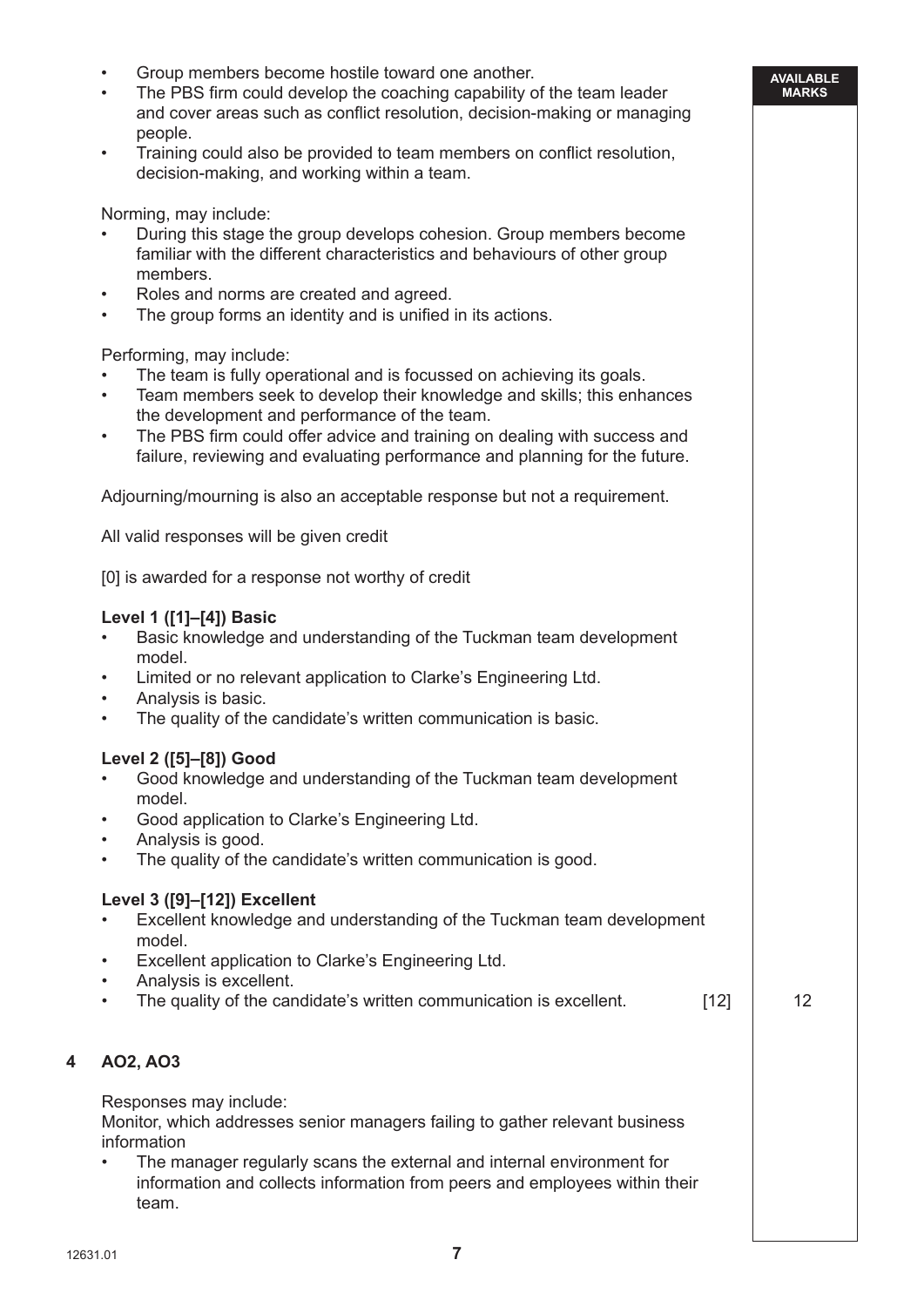- Group members become hostile toward one another.
- The PBS firm could develop the coaching capability of the team leader and cover areas such as conflict resolution, decision-making or managing people.
- Training could also be provided to team members on conflict resolution, decision-making, and working within a team.

Norming, may include:

- During this stage the group develops cohesion. Group members become familiar with the different characteristics and behaviours of other group members.
- Roles and norms are created and agreed.
- The group forms an identity and is unified in its actions.

Performing, may include:

- The team is fully operational and is focussed on achieving its goals.
- Team members seek to develop their knowledge and skills; this enhances the development and performance of the team.
- The PBS firm could offer advice and training on dealing with success and failure, reviewing and evaluating performance and planning for the future.

Adjourning/mourning is also an acceptable response but not a requirement.

All valid responses will be given credit

[0] is awarded for a response not worthy of credit

**Level 1 ([1]–[4]) Basic**

- Basic knowledge and understanding of the Tuckman team development model.
- Limited or no relevant application to Clarke's Engineering Ltd.
- Analysis is basic.
- The quality of the candidate's written communication is basic.

**Level 2 ([5]–[8]) Good**

- Good knowledge and understanding of the Tuckman team development model.
- Good application to Clarke's Engineering Ltd.
- Analysis is good.
- The quality of the candidate's written communication is good.

**Level 3 ([9]–[12]) Excellent**

- Excellent knowledge and understanding of the Tuckman team development model.
- Excellent application to Clarke's Engineering Ltd.
- Analysis is excellent.
- The quality of the candidate's written communication is excellent. [12]

AVAILABLE MARKS: 12

**4 AO2, AO3**

Responses may include:

Monitor, which addresses senior managers failing to gather relevant business information

- The manager regularly scans the external and internal environment for information and collects information from peers and employees within their team.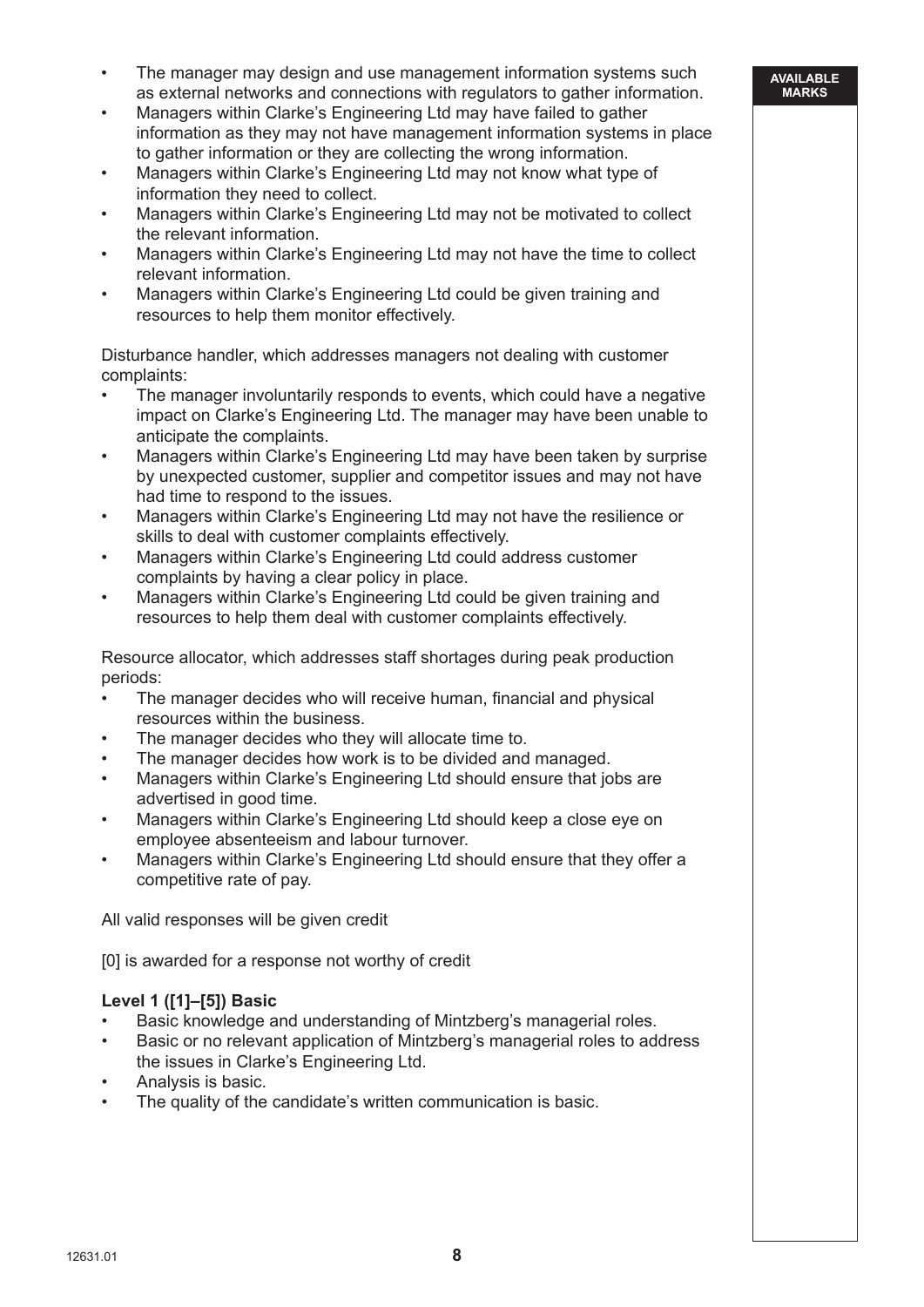- The manager may design and use management information systems such as external networks and connections with regulators to gather information.
- Managers within Clarke's Engineering Ltd may have failed to gather information as they may not have management information systems in place to gather information or they are collecting the wrong information.
- Managers within Clarke's Engineering Ltd may not know what type of information they need to collect.
- Managers within Clarke's Engineering Ltd may not be motivated to collect the relevant information.
- Managers within Clarke's Engineering Ltd may not have the time to collect relevant information.
- Managers within Clarke's Engineering Ltd could be given training and resources to help them monitor effectively.

Disturbance handler, which addresses managers not dealing with customer complaints:

- The manager involuntarily responds to events, which could have a negative impact on Clarke's Engineering Ltd. The manager may have been unable to anticipate the complaints.
- Managers within Clarke's Engineering Ltd may have been taken by surprise by unexpected customer, supplier and competitor issues and may not have had time to respond to the issues.
- Managers within Clarke's Engineering Ltd may not have the resilience or skills to deal with customer complaints effectively.
- Managers within Clarke's Engineering Ltd could address customer complaints by having a clear policy in place.
- Managers within Clarke's Engineering Ltd could be given training and resources to help them deal with customer complaints effectively.

Resource allocator, which addresses staff shortages during peak production periods:

- The manager decides who will receive human, financial and physical resources within the business.
- The manager decides who they will allocate time to.
- The manager decides how work is to be divided and managed.
- Managers within Clarke's Engineering Ltd should ensure that jobs are advertised in good time.
- Managers within Clarke's Engineering Ltd should keep a close eye on employee absenteeism and labour turnover.
- Managers within Clarke's Engineering Ltd should ensure that they offer a competitive rate of pay.

All valid responses will be given credit

[0] is awarded for a response not worthy of credit

**Level 1 ([1]–[5]) Basic**

- Basic knowledge and understanding of Mintzberg's managerial roles.
- Basic or no relevant application of Mintzberg's managerial roles to address the issues in Clarke's Engineering Ltd.
- Analysis is basic.
- The quality of the candidate's written communication is basic.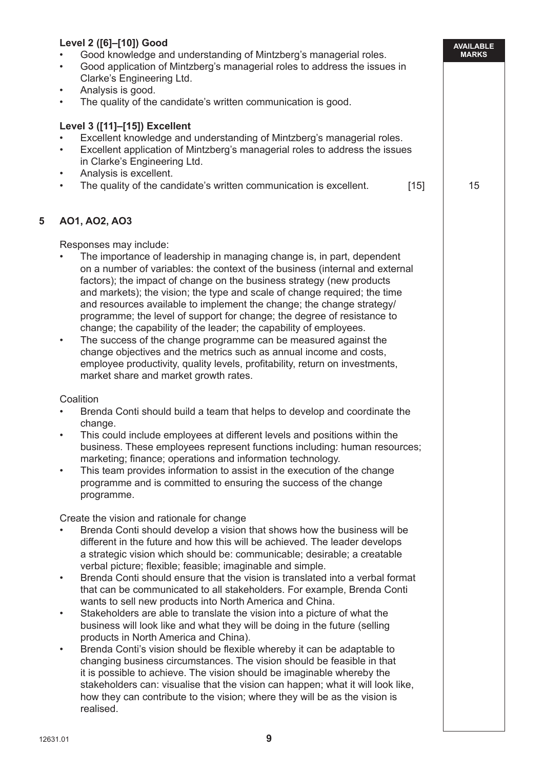**Level 2 ([6]–[10]) Good**

- Good knowledge and understanding of Mintzberg's managerial roles.
- Good application of Mintzberg's managerial roles to address the issues in Clarke's Engineering Ltd.
- Analysis is good.
- The quality of the candidate's written communication is good.

**Level 3 ([11]–[15]) Excellent**

- Excellent knowledge and understanding of Mintzberg's managerial roles.
- Excellent application of Mintzberg's managerial roles to address the issues in Clarke's Engineering Ltd.
- Analysis is excellent.
- The quality of the candidate's written communication is excellent. [15] — 15

**5 AO1, AO2, AO3**

Responses may include:

- The importance of leadership in managing change is, in part, dependent on a number of variables: the context of the business (internal and external factors); the impact of change on the business strategy (new products and markets); the vision; the type and scale of change required; the time and resources available to implement the change; the change strategy/programme; the level of support for change; the degree of resistance to change; the capability of the leader; the capability of employees.
- The success of the change programme can be measured against the change objectives and the metrics such as annual income and costs, employee productivity, quality levels, profitability, return on investments, market share and market growth rates.

Coalition

- Brenda Conti should build a team that helps to develop and coordinate the change.
- This could include employees at different levels and positions within the business. These employees represent functions including: human resources; marketing; finance; operations and information technology.
- This team provides information to assist in the execution of the change programme and is committed to ensuring the success of the change programme.

Create the vision and rationale for change

- Brenda Conti should develop a vision that shows how the business will be different in the future and how this will be achieved. The leader develops a strategic vision which should be: communicable; desirable; a creatable verbal picture; flexible; feasible; imaginable and simple.
- Brenda Conti should ensure that the vision is translated into a verbal format that can be communicated to all stakeholders. For example, Brenda Conti wants to sell new products into North America and China.
- Stakeholders are able to translate the vision into a picture of what the business will look like and what they will be doing in the future (selling products in North America and China).
- Brenda Conti's vision should be flexible whereby it can be adaptable to changing business circumstances. The vision should be feasible in that it is possible to achieve. The vision should be imaginable whereby the stakeholders can: visualise that the vision can happen; what it will look like, how they can contribute to the vision; where they will be as the vision is realised.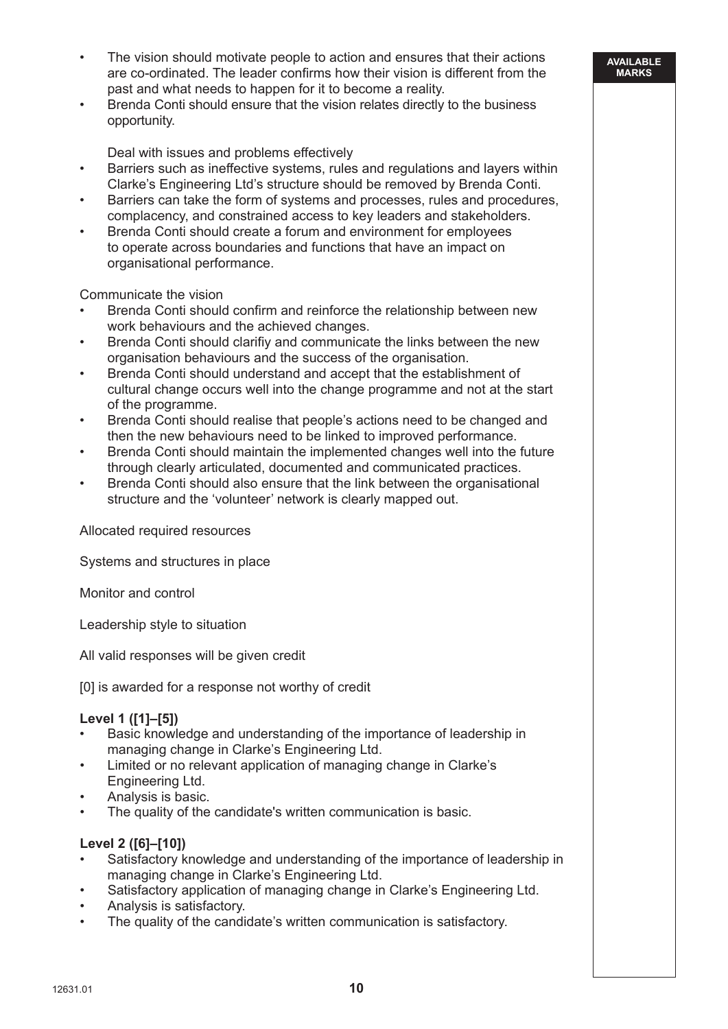- The vision should motivate people to action and ensures that their actions are co-ordinated. The leader confirms how their vision is different from the past and what needs to happen for it to become a reality.
- Brenda Conti should ensure that the vision relates directly to the business opportunity.

Deal with issues and problems effectively

- Barriers such as ineffective systems, rules and regulations and layers within Clarke's Engineering Ltd's structure should be removed by Brenda Conti.
- Barriers can take the form of systems and processes, rules and procedures, complacency, and constrained access to key leaders and stakeholders.
- Brenda Conti should create a forum and environment for employees to operate across boundaries and functions that have an impact on organisational performance.

Communicate the vision

- Brenda Conti should confirm and reinforce the relationship between new work behaviours and the achieved changes.
- Brenda Conti should clarifiy and communicate the links between the new organisation behaviours and the success of the organisation.
- Brenda Conti should understand and accept that the establishment of cultural change occurs well into the change programme and not at the start of the programme.
- Brenda Conti should realise that people's actions need to be changed and then the new behaviours need to be linked to improved performance.
- Brenda Conti should maintain the implemented changes well into the future through clearly articulated, documented and communicated practices.
- Brenda Conti should also ensure that the link between the organisational structure and the 'volunteer' network is clearly mapped out.

Allocated required resources

Systems and structures in place

Monitor and control

Leadership style to situation

All valid responses will be given credit

[0] is awarded for a response not worthy of credit

**Level 1 ([1]–[5])**

- Basic knowledge and understanding of the importance of leadership in managing change in Clarke's Engineering Ltd.
- Limited or no relevant application of managing change in Clarke's Engineering Ltd.
- Analysis is basic.
- The quality of the candidate's written communication is basic.

**Level 2 ([6]–[10])**

- Satisfactory knowledge and understanding of the importance of leadership in managing change in Clarke's Engineering Ltd.
- Satisfactory application of managing change in Clarke's Engineering Ltd.
- Analysis is satisfactory.
- The quality of the candidate's written communication is satisfactory.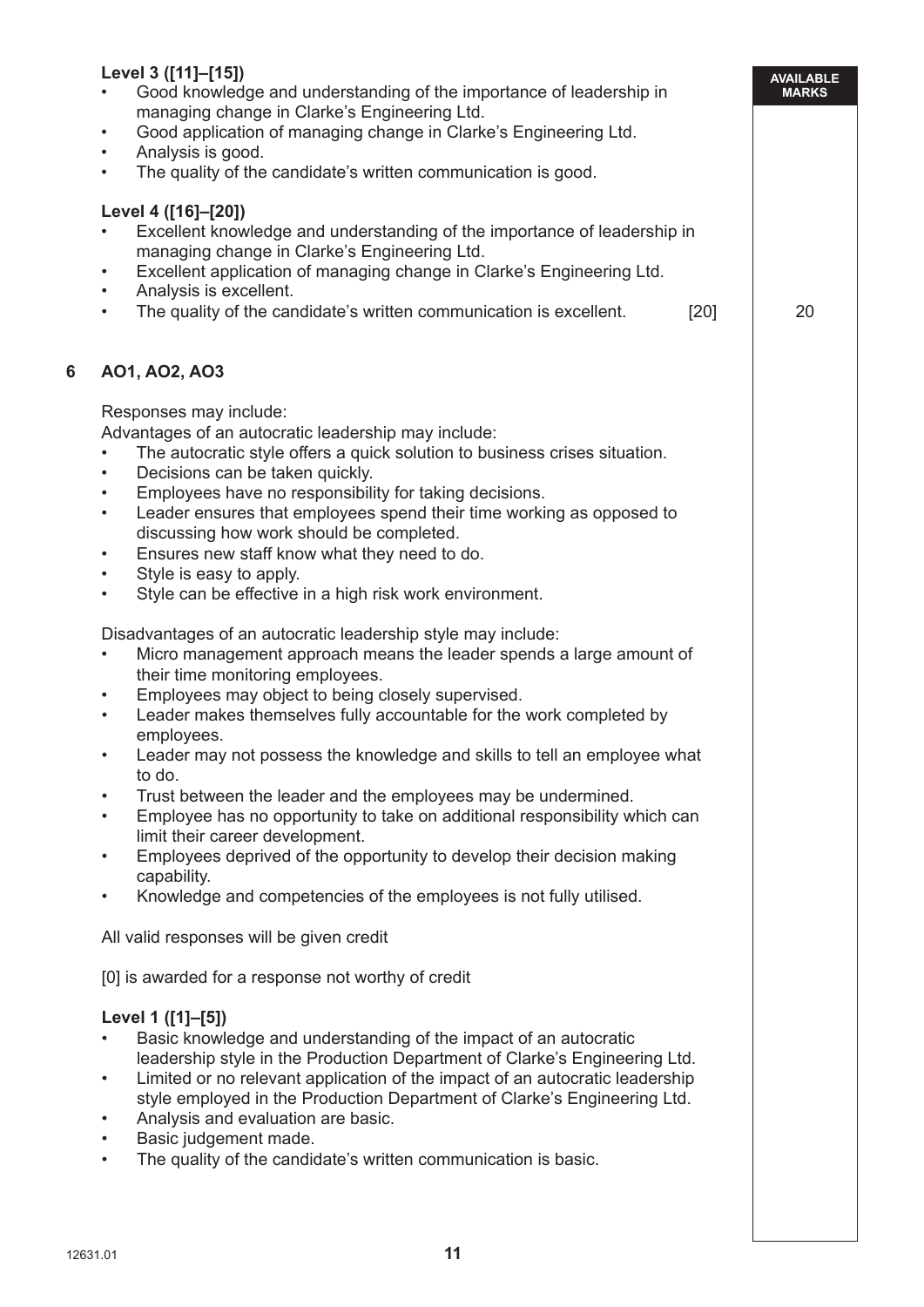**Level 3 ([11]–[15])**

- Good knowledge and understanding of the importance of leadership in managing change in Clarke's Engineering Ltd.
- Good application of managing change in Clarke's Engineering Ltd.
- Analysis is good.
- The quality of the candidate's written communication is good.

**Level 4 ([16]–[20])**

- Excellent knowledge and understanding of the importance of leadership in managing change in Clarke's Engineering Ltd.
- Excellent application of managing change in Clarke's Engineering Ltd.
- Analysis is excellent.
- The quality of the candidate's written communication is excellent. [20]

AVAILABLE MARKS: 20

**6 AO1, AO2, AO3**

Responses may include:

Advantages of an autocratic leadership may include:

- The autocratic style offers a quick solution to business crises situation.
- Decisions can be taken quickly.
- Employees have no responsibility for taking decisions.
- Leader ensures that employees spend their time working as opposed to discussing how work should be completed.
- Ensures new staff know what they need to do.
- Style is easy to apply.
- Style can be effective in a high risk work environment.

Disadvantages of an autocratic leadership style may include:

- Micro management approach means the leader spends a large amount of their time monitoring employees.
- Employees may object to being closely supervised.
- Leader makes themselves fully accountable for the work completed by employees.
- Leader may not possess the knowledge and skills to tell an employee what to do.
- Trust between the leader and the employees may be undermined.
- Employee has no opportunity to take on additional responsibility which can limit their career development.
- Employees deprived of the opportunity to develop their decision making capability.
- Knowledge and competencies of the employees is not fully utilised.

All valid responses will be given credit

[0] is awarded for a response not worthy of credit

**Level 1 ([1]–[5])**

- Basic knowledge and understanding of the impact of an autocratic leadership style in the Production Department of Clarke's Engineering Ltd.
- Limited or no relevant application of the impact of an autocratic leadership style employed in the Production Department of Clarke's Engineering Ltd.
- Analysis and evaluation are basic.
- Basic judgement made.
- The quality of the candidate's written communication is basic.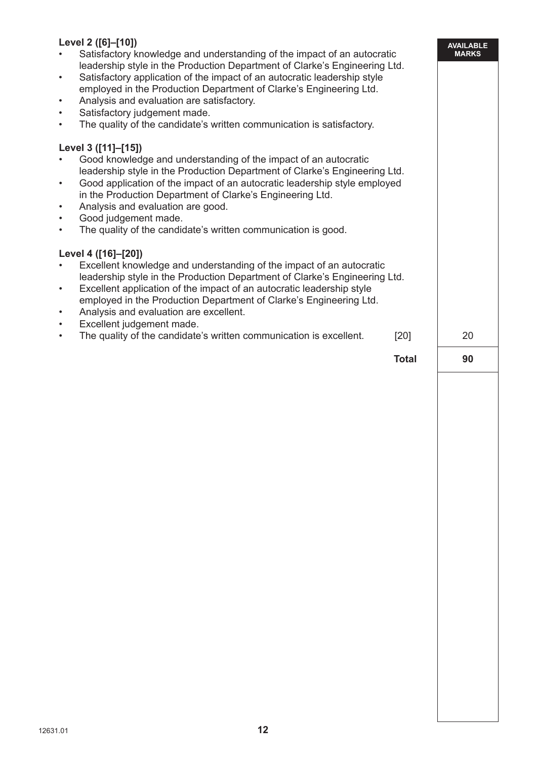**Level 2 ([6]–[10])**

- Satisfactory knowledge and understanding of the impact of an autocratic leadership style in the Production Department of Clarke's Engineering Ltd.
- Satisfactory application of the impact of an autocratic leadership style employed in the Production Department of Clarke's Engineering Ltd.
- Analysis and evaluation are satisfactory.
- Satisfactory judgement made.
- The quality of the candidate's written communication is satisfactory.

**Level 3 ([11]–[15])**

- Good knowledge and understanding of the impact of an autocratic leadership style in the Production Department of Clarke's Engineering Ltd.
- Good application of the impact of an autocratic leadership style employed in the Production Department of Clarke's Engineering Ltd.
- Analysis and evaluation are good.
- Good judgement made.
- The quality of the candidate's written communication is good.

**Level 4 ([16]–[20])**

- Excellent knowledge and understanding of the impact of an autocratic leadership style in the Production Department of Clarke's Engineering Ltd.
- Excellent application of the impact of an autocratic leadership style employed in the Production Department of Clarke's Engineering Ltd.
- Analysis and evaluation are excellent.
- Excellent judgement made.
- The quality of the candidate's written communication is excellent. [20]

| | AVAILABLE MARKS |
|---|---|
| | 20 |
| **Total** | **90** |